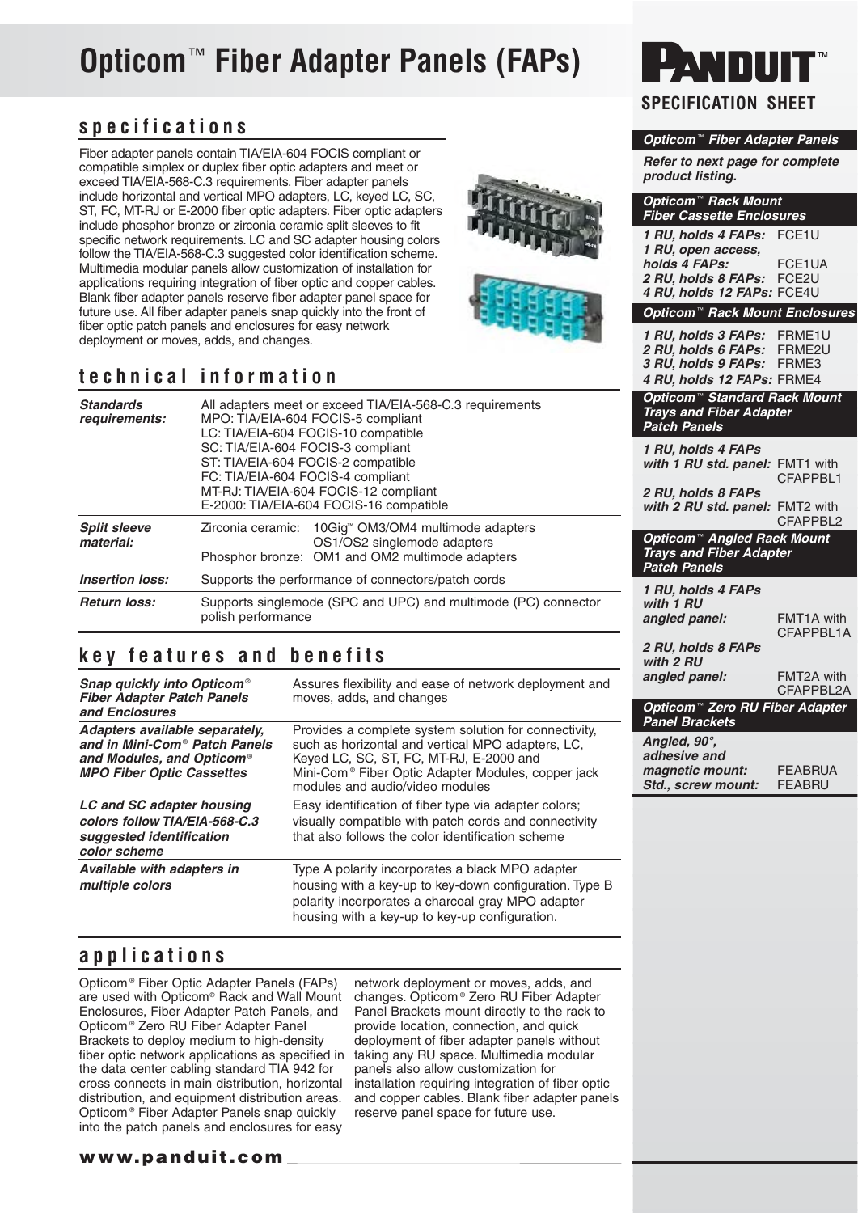# Opticom™ Fiber Adapter Panels (FAPs)

PANDUIT™

**SPECIFICATION SHEET**

## specifications

Fiber adapter panels contain TIA/EIA-604 FOCIS compliant or compatible simplex or duplex fiber optic adapters and meet or exceed TIA/EIA-568-C.3 requirements. Fiber adapter panels include horizontal and vertical MPO adapters, LC, keyed LC, SC, ST, FC, MT-RJ or E-2000 fiber optic adapters. Fiber optic adapters include phosphor bronze or zirconia ceramic split sleeves to fit specific network requirements. LC and SC adapter housing colors follow the TIA/EIA-568-C.3 suggested color identification scheme. Multimedia modular panels allow customization of installation for applications requiring integration of fiber optic and copper cables. Blank fiber adapter panels reserve fiber adapter panel space for future use. All fiber adapter panels snap quickly into the front of fiber optic patch panels and enclosures for easy network deployment or moves, adds, and changes.

## technical information

| | |
|---|---|
| ***Standards requirements:*** | All adapters meet or exceed TIA/EIA-568-C.3 requirements<br>MPO: TIA/EIA-604 FOCIS-5 compliant<br>LC: TIA/EIA-604 FOCIS-10 compatible<br>SC: TIA/EIA-604 FOCIS-3 compliant<br>ST: TIA/EIA-604 FOCIS-2 compatible<br>FC: TIA/EIA-604 FOCIS-4 compliant<br>MT-RJ: TIA/EIA-604 FOCIS-12 compliant<br>E-2000: TIA/EIA-604 FOCIS-16 compatible |
| ***Split sleeve material:*** | Zirconia ceramic: 10Gig™ OM3/OM4 multimode adapters<br>OS1/OS2 singlemode adapters<br>Phosphor bronze: OM1 and OM2 multimode adapters |
| ***Insertion loss:*** | Supports the performance of connectors/patch cords |
| ***Return loss:*** | Supports singlemode (SPC and UPC) and multimode (PC) connector polish performance |

## key features and benefits

| | |
|---|---|
| ***Snap quickly into Opticom® Fiber Adapter Patch Panels and Enclosures*** | Assures flexibility and ease of network deployment and moves, adds, and changes |
| ***Adapters available separately, and in Mini-Com® Patch Panels and Modules, and Opticom® MPO Fiber Optic Cassettes*** | Provides a complete system solution for connectivity, such as horizontal and vertical MPO adapters, LC, Keyed LC, SC, ST, FC, MT-RJ, E-2000 and Mini-Com® Fiber Optic Adapter Modules, copper jack modules and audio/video modules |
| ***LC and SC adapter housing colors follow TIA/EIA-568-C.3 suggested identification color scheme*** | Easy identification of fiber type via adapter colors; visually compatible with patch cords and connectivity that also follows the color identification scheme |
| ***Available with adapters in multiple colors*** | Type A polarity incorporates a black MPO adapter housing with a key-up to key-down configuration. Type B polarity incorporates a charcoal gray MPO adapter housing with a key-up to key-up configuration. |

## applications

Opticom® Fiber Optic Adapter Panels (FAPs) are used with Opticom® Rack and Wall Mount Enclosures, Fiber Adapter Patch Panels, and Opticom® Zero RU Fiber Adapter Panel Brackets to deploy medium to high-density fiber optic network applications as specified in the data center cabling standard TIA 942 for cross connects in main distribution, horizontal distribution, and equipment distribution areas. Opticom® Fiber Adapter Panels snap quickly into the patch panels and enclosures for easy network deployment or moves, adds, and changes. Opticom® Zero RU Fiber Adapter Panel Brackets mount directly to the rack to provide location, connection, and quick deployment of fiber adapter panels without taking any RU space. Multimedia modular panels also allow customization for installation requiring integration of fiber optic and copper cables. Blank fiber adapter panels reserve panel space for future use.

**www.panduit.com**

### *Opticom™ Fiber Adapter Panels*

***Refer to next page for complete product listing.***

### *Opticom™ Rack Mount Fiber Cassette Enclosures*

| | |
|---|---|
| *1 RU, holds 4 FAPs:* | FCE1U |
| *1 RU, open access, holds 4 FAPs:* | FCE1UA |
| *2 RU, holds 8 FAPs:* | FCE2U |
| *4 RU, holds 12 FAPs:* | FCE4U |

### *Opticom™ Rack Mount Enclosures*

| | |
|---|---|
| *1 RU, holds 3 FAPs:* | FRME1U |
| *2 RU, holds 6 FAPs:* | FRME2U |
| *3 RU, holds 9 FAPs:* | FRME3 |
| *4 RU, holds 12 FAPs:* | FRME4 |

### *Opticom™ Standard Rack Mount Trays and Fiber Adapter Patch Panels*

| | |
|---|---|
| *1 RU, holds 4 FAPs with 1 RU std. panel:* | FMT1 with CFAPPBL1 |
| *2 RU, holds 8 FAPs with 2 RU std. panel:* | FMT2 with CFAPPBL2 |

### *Opticom™ Angled Rack Mount Trays and Fiber Adapter Patch Panels*

| | |
|---|---|
| *1 RU, holds 4 FAPs with 1 RU angled panel:* | FMT1A with CFAPPBL1A |
| *2 RU, holds 8 FAPs with 2 RU angled panel:* | FMT2A with CFAPPBL2A |

### *Opticom™ Zero RU Fiber Adapter Panel Brackets*

| | |
|---|---|
| *Angled, 90°, adhesive and magnetic mount:* | FEABRUA |
| *Std., screw mount:* | FEABRU |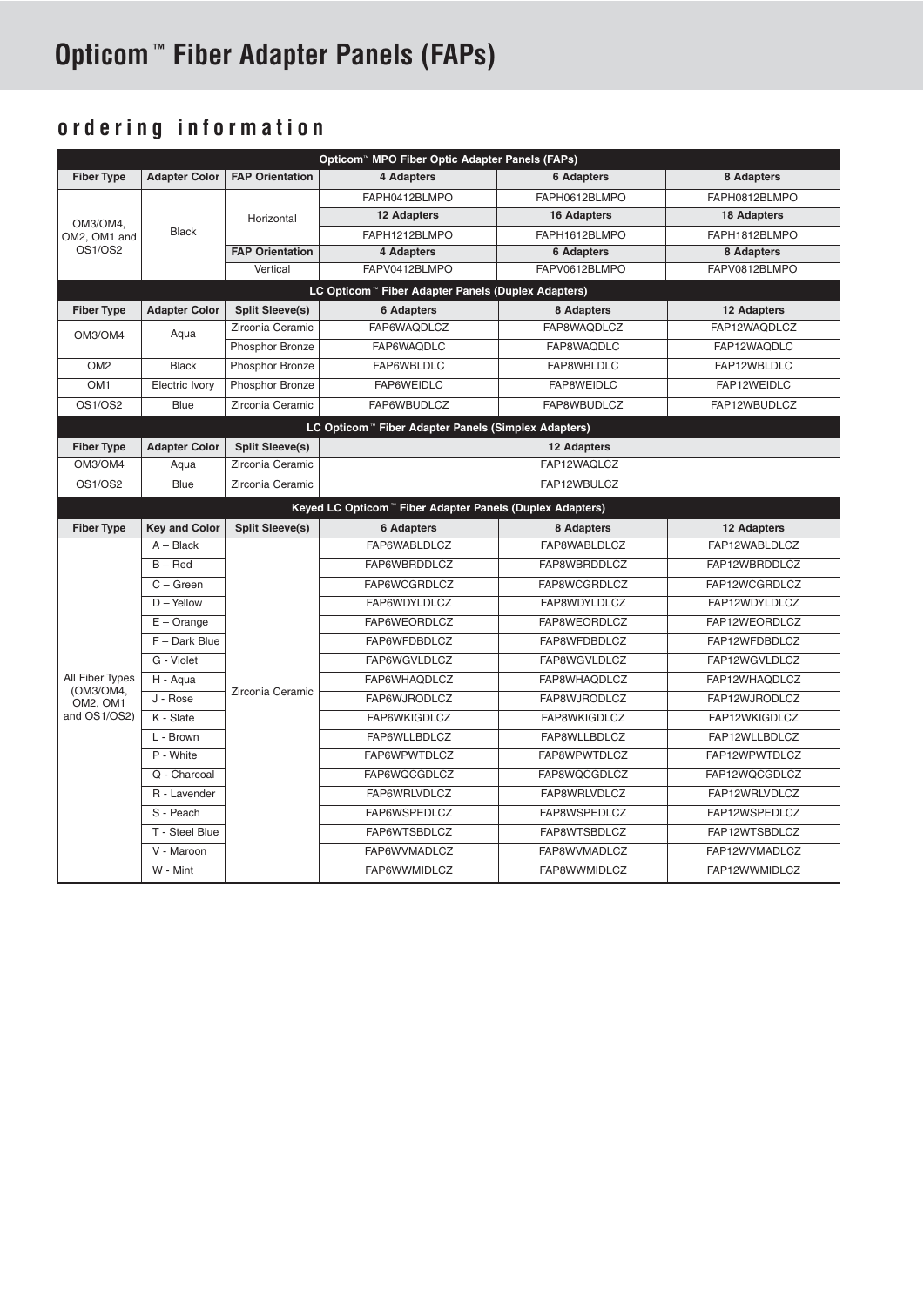# Opticom™ Fiber Adapter Panels (FAPs)

## ordering information

| Opticom™ MPO Fiber Optic Adapter Panels (FAPs) | | | | | |
|---|---|---|---|---|---|
| **Fiber Type** | **Adapter Color** | **FAP Orientation** | **4 Adapters** | **6 Adapters** | **8 Adapters** |
| OM3/OM4, OM2, OM1 and OS1/OS2 | Black | Horizontal | FAPH0412BLMPO | FAPH0612BLMPO | FAPH0812BLMPO |
| | | | **12 Adapters** | **16 Adapters** | **18 Adapters** |
| | | | FAPH1212BLMPO | FAPH1612BLMPO | FAPH1812BLMPO |
| | | **FAP Orientation** | **4 Adapters** | **6 Adapters** | **8 Adapters** |
| | | Vertical | FAPV0412BLMPO | FAPV0612BLMPO | FAPV0812BLMPO |

| LC Opticom™ Fiber Adapter Panels (Duplex Adapters) | | | | | |
|---|---|---|---|---|---|
| **Fiber Type** | **Adapter Color** | **Split Sleeve(s)** | **6 Adapters** | **8 Adapters** | **12 Adapters** |
| OM3/OM4 | Aqua | Zirconia Ceramic | FAP6WAQDLCZ | FAP8WAQDLCZ | FAP12WAQDLCZ |
| | | Phosphor Bronze | FAP6WAQDLC | FAP8WAQDLC | FAP12WAQDLC |
| OM2 | Black | Phosphor Bronze | FAP6WBLDLC | FAP8WBLDLC | FAP12WBLDLC |
| OM1 | Electric Ivory | Phosphor Bronze | FAP6WEIDLC | FAP8WEIDLC | FAP12WEIDLC |
| OS1/OS2 | Blue | Zirconia Ceramic | FAP6WBUDLCZ | FAP8WBUDLCZ | FAP12WBUDLCZ |

| LC Opticom™ Fiber Adapter Panels (Simplex Adapters) | | | |
|---|---|---|---|
| **Fiber Type** | **Adapter Color** | **Split Sleeve(s)** | **12 Adapters** |
| OM3/OM4 | Aqua | Zirconia Ceramic | FAP12WAQLCZ |
| OS1/OS2 | Blue | Zirconia Ceramic | FAP12WBULCZ |

| Keyed LC Opticom™ Fiber Adapter Panels (Duplex Adapters) | | | | | |
|---|---|---|---|---|---|
| **Fiber Type** | **Key and Color** | **Split Sleeve(s)** | **6 Adapters** | **8 Adapters** | **12 Adapters** |
| All Fiber Types (OM3/OM4, OM2, OM1 and OS1/OS2) | A – Black | Zirconia Ceramic | FAP6WABLDLCZ | FAP8WABLDLCZ | FAP12WABLDLCZ |
| | B – Red | | FAP6WBRDDLCZ | FAP8WBRDDLCZ | FAP12WBRDDLCZ |
| | C – Green | | FAP6WCGRDLCZ | FAP8WCGRDLCZ | FAP12WCGRDLCZ |
| | D – Yellow | | FAP6WDYLDLCZ | FAP8WDYLDLCZ | FAP12WDYLDLCZ |
| | E – Orange | | FAP6WEORDLCZ | FAP8WEORDLCZ | FAP12WEORDLCZ |
| | F – Dark Blue | | FAP6WFDBDLCZ | FAP8WFDBDLCZ | FAP12WFDBDLCZ |
| | G - Violet | | FAP6WGVLDLCZ | FAP8WGVLDLCZ | FAP12WGVLDLCZ |
| | H - Aqua | | FAP6WHAQDLCZ | FAP8WHAQDLCZ | FAP12WHAQDLCZ |
| | J - Rose | | FAP6WJRODLCZ | FAP8WJRODLCZ | FAP12WJRODLCZ |
| | K - Slate | | FAP6WKIGDLCZ | FAP8WKIGDLCZ | FAP12WKIGDLCZ |
| | L - Brown | | FAP6WLLBDLCZ | FAP8WLLBDLCZ | FAP12WLLBDLCZ |
| | P - White | | FAP6WPWTDLCZ | FAP8WPWTDLCZ | FAP12WPWTDLCZ |
| | Q - Charcoal | | FAP6WQCGDLCZ | FAP8WQCGDLCZ | FAP12WQCGDLCZ |
| | R - Lavender | | FAP6WRLVDLCZ | FAP8WRLVDLCZ | FAP12WRLVDLCZ |
| | S - Peach | | FAP6WSPEDLCZ | FAP8WSPEDLCZ | FAP12WSPEDLCZ |
| | T - Steel Blue | | FAP6WTSBDLCZ | FAP8WTSBDLCZ | FAP12WTSBDLCZ |
| | V - Maroon | | FAP6WVMADLCZ | FAP8WVMADLCZ | FAP12WVMADLCZ |
| | W - Mint | | FAP6WWMIDLCZ | FAP8WWMIDLCZ | FAP12WWMIDLCZ |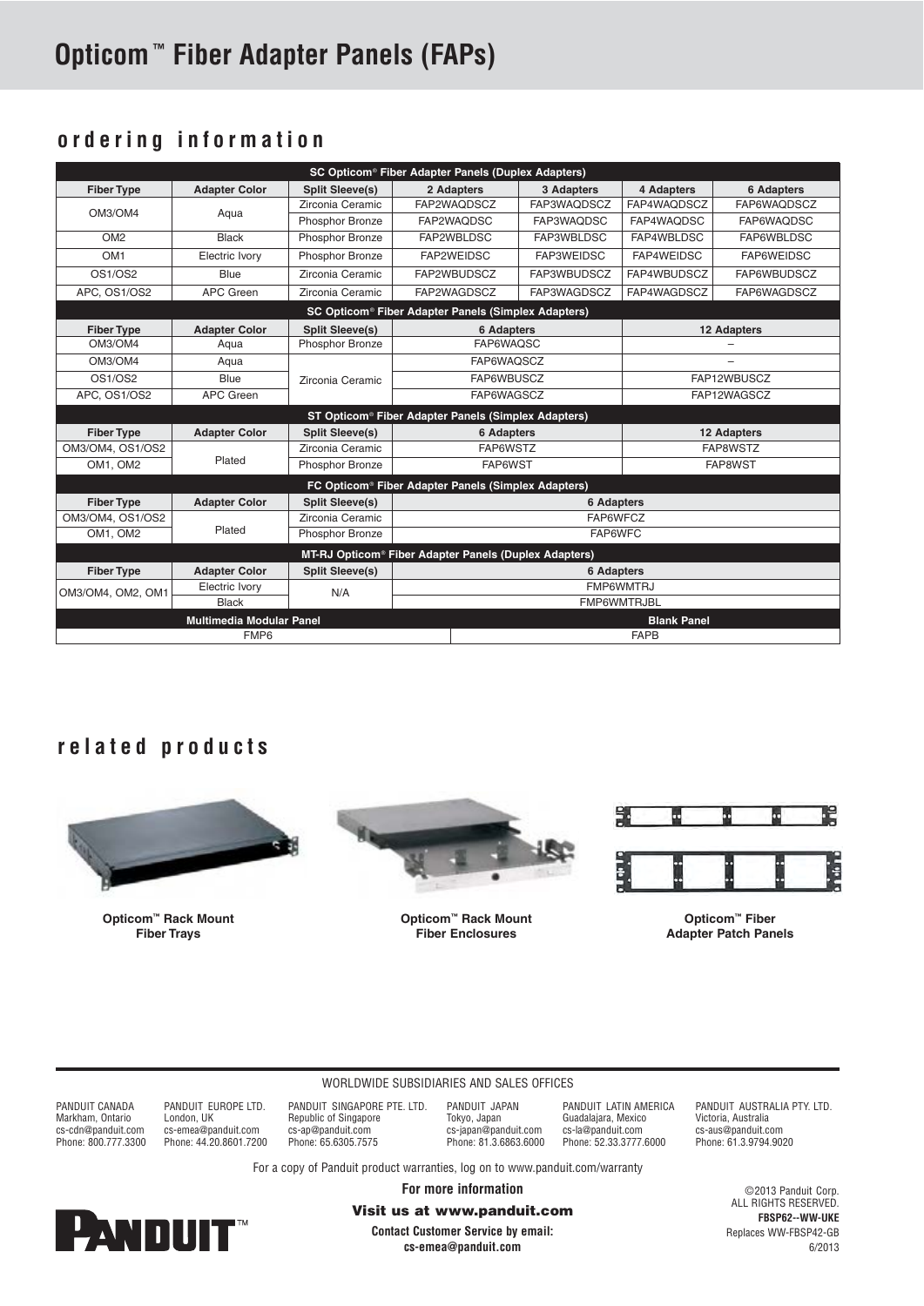# Opticom™ Fiber Adapter Panels (FAPs)

## ordering information

| SC Opticom® Fiber Adapter Panels (Duplex Adapters) | | | | | | |
|---|---|---|---|---|---|---|
| **Fiber Type** | **Adapter Color** | **Split Sleeve(s)** | **2 Adapters** | **3 Adapters** | **4 Adapters** | **6 Adapters** |
| OM3/OM4 | Aqua | Zirconia Ceramic | FAP2WAQDSCZ | FAP3WAQDSCZ | FAP4WAQDSCZ | FAP6WAQDSCZ |
| | | Phosphor Bronze | FAP2WAQDSC | FAP3WAQDSC | FAP4WAQDSC | FAP6WAQDSC |
| OM2 | Black | Phosphor Bronze | FAP2WBLDSC | FAP3WBLDSC | FAP4WBLDSC | FAP6WBLDSC |
| OM1 | Electric Ivory | Phosphor Bronze | FAP2WEIDSC | FAP3WEIDSC | FAP4WEIDSC | FAP6WEIDSC |
| OS1/OS2 | Blue | Zirconia Ceramic | FAP2WBUDSCZ | FAP3WBUDSCZ | FAP4WBUDSCZ | FAP6WBUDSCZ |
| APC, OS1/OS2 | APC Green | Zirconia Ceramic | FAP2WAGDSCZ | FAP3WAGDSCZ | FAP4WAGDSCZ | FAP6WAGDSCZ |

| SC Opticom® Fiber Adapter Panels (Simplex Adapters) | | | | |
|---|---|---|---|---|
| **Fiber Type** | **Adapter Color** | **Split Sleeve(s)** | **6 Adapters** | **12 Adapters** |
| OM3/OM4 | Aqua | Phosphor Bronze | FAP6WAQSC | – |
| OM3/OM4 | Aqua | Zirconia Ceramic | FAP6WAQSCZ | – |
| OS1/OS2 | Blue | | FAP6WBUSCZ | FAP12WBUSCZ |
| APC, OS1/OS2 | APC Green | | FAP6WAGSCZ | FAP12WAGSCZ |

| ST Opticom® Fiber Adapter Panels (Simplex Adapters) | | | | |
|---|---|---|---|---|
| **Fiber Type** | **Adapter Color** | **Split Sleeve(s)** | **6 Adapters** | **12 Adapters** |
| OM3/OM4, OS1/OS2 | Plated | Zirconia Ceramic | FAP6WSTZ | FAP8WSTZ |
| OM1, OM2 | | Phosphor Bronze | FAP6WST | FAP8WST |

| FC Opticom® Fiber Adapter Panels (Simplex Adapters) | | | |
|---|---|---|---|
| **Fiber Type** | **Adapter Color** | **Split Sleeve(s)** | **6 Adapters** |
| OM3/OM4, OS1/OS2 | Plated | Zirconia Ceramic | FAP6WFCZ |
| OM1, OM2 | | Phosphor Bronze | FAP6WFC |

| MT-RJ Opticom® Fiber Adapter Panels (Duplex Adapters) | | | |
|---|---|---|---|
| **Fiber Type** | **Adapter Color** | **Split Sleeve(s)** | **6 Adapters** |
| OM3/OM4, OM2, OM1 | Electric Ivory | N/A | FMP6WMTRJ |
| | Black | | FMP6WMTRJBL |

| Multimedia Modular Panel | Blank Panel |
|---|---|
| FMP6 | FAPB |

## related products

**Opticom™ Rack Mount Fiber Trays**

**Opticom™ Rack Mount Fiber Enclosures**

**Opticom™ Fiber Adapter Patch Panels**

WORLDWIDE SUBSIDIARIES AND SALES OFFICES

PANDUIT CANADA
Markham, Ontario
cs-cdn@panduit.com
Phone: 800.777.3300

PANDUIT EUROPE LTD.
London, UK
cs-emea@panduit.com
Phone: 44.20.8601.7200

PANDUIT SINGAPORE PTE. LTD.
Republic of Singapore
cs-ap@panduit.com
Phone: 65.6305.7575

PANDUIT JAPAN
Tokyo, Japan
cs-japan@panduit.com
Phone: 81.3.6863.6000

PANDUIT LATIN AMERICA
Guadalajara, Mexico
cs-la@panduit.com
Phone: 52.33.3777.6000

PANDUIT AUSTRALIA PTY. LTD.
Victoria, Australia
cs-aus@panduit.com
Phone: 61.3.9794.9020

For a copy of Panduit product warranties, log on to www.panduit.com/warranty

PANDUIT™

**For more information**

**Visit us at www.panduit.com**

**Contact Customer Service by email:**
**cs-emea@panduit.com**

©2013 Panduit Corp.
ALL RIGHTS RESERVED.
**FBSP62--WW-UKE**
Replaces WW-FBSP42-GB
6/2013